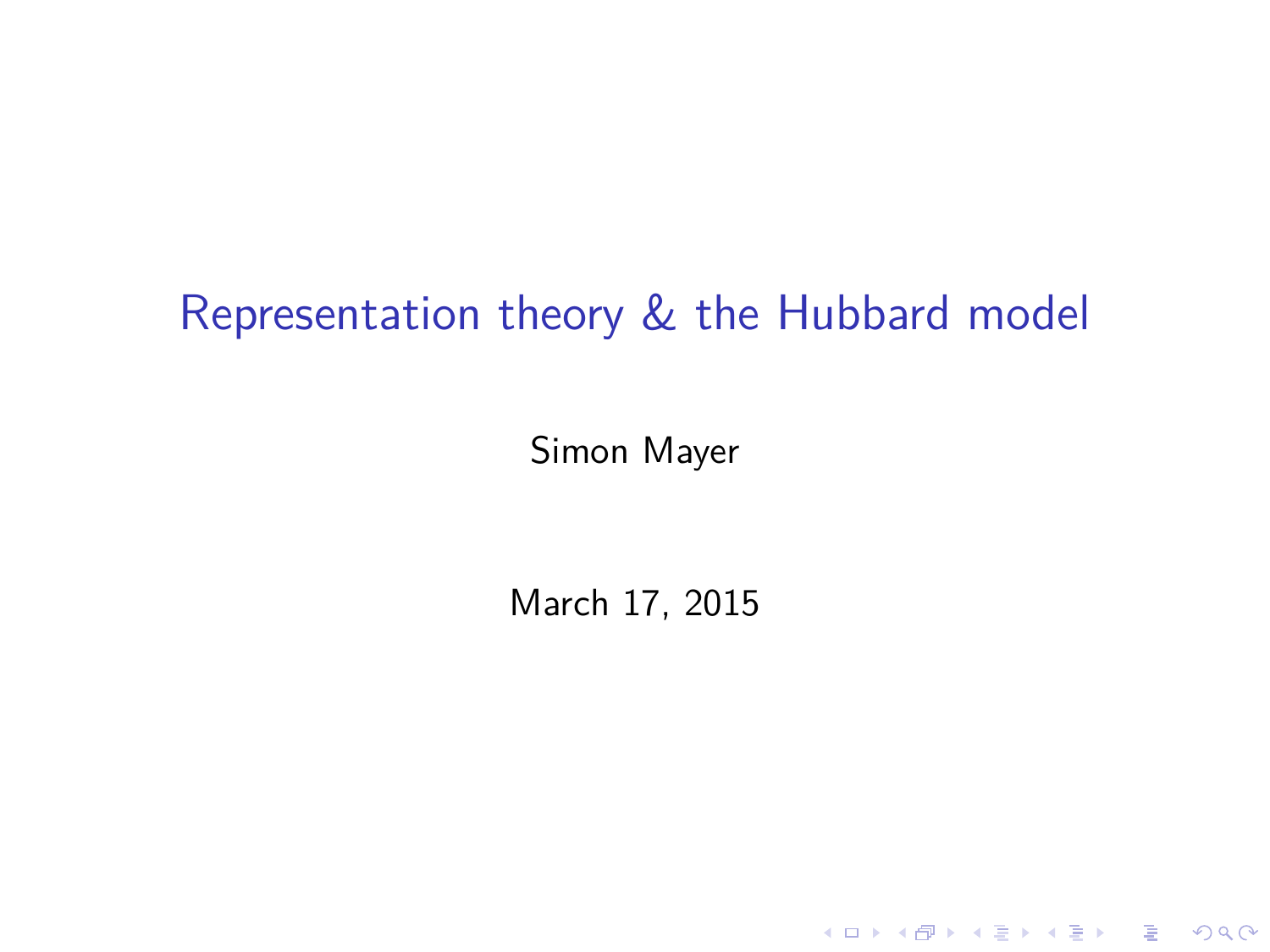# Representation theory & the Hubbard model

Simon Mayer

March 17, 2015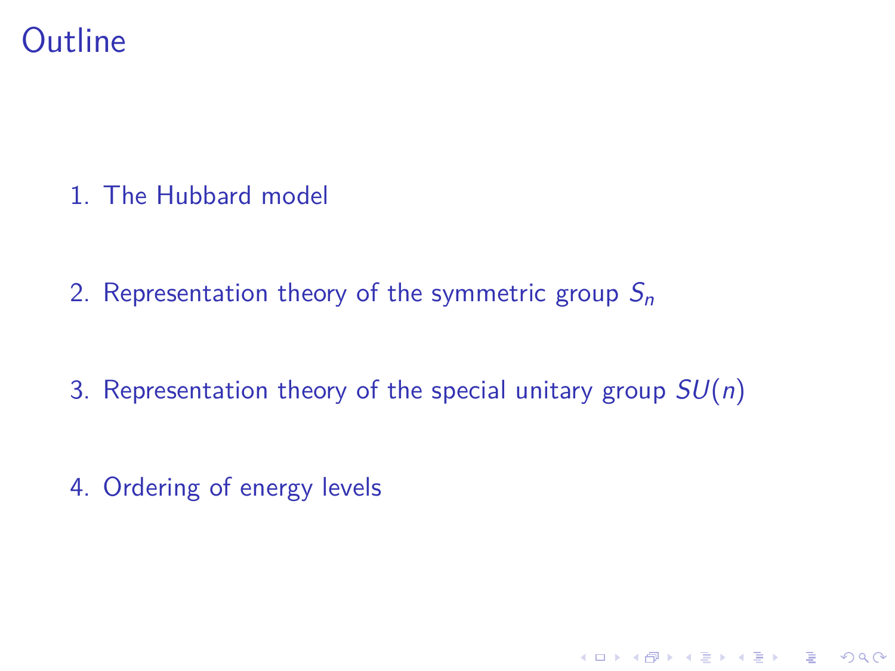# Outline

1. The Hubbard model
2. Representation theory of the symmetric group $S_n$
3. Representation theory of the special unitary group $SU(n)$
4. Ordering of energy levels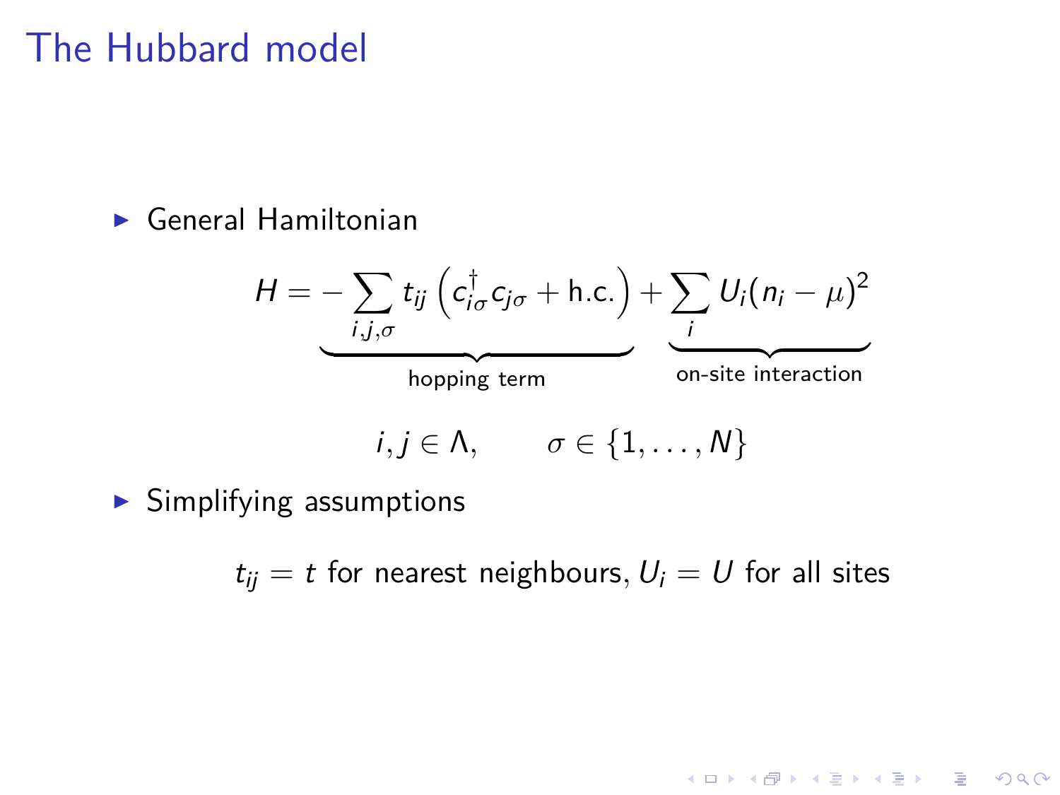# The Hubbard model

- General Hamiltonian

$$H = \underbrace{-\sum_{i,j,\sigma} t_{ij} \left( c_{i\sigma}^{\dagger} c_{j\sigma} + \text{h.c.} \right)}_{\text{hopping term}} + \underbrace{\sum_{i} U_i (n_i - \mu)^2}_{\text{on-site interaction}}$$

$$i, j \in \Lambda, \qquad \sigma \in \{1, \ldots, N\}$$

- Simplifying assumptions

$t_{ij} = t$ for nearest neighbours, $U_i = U$ for all sites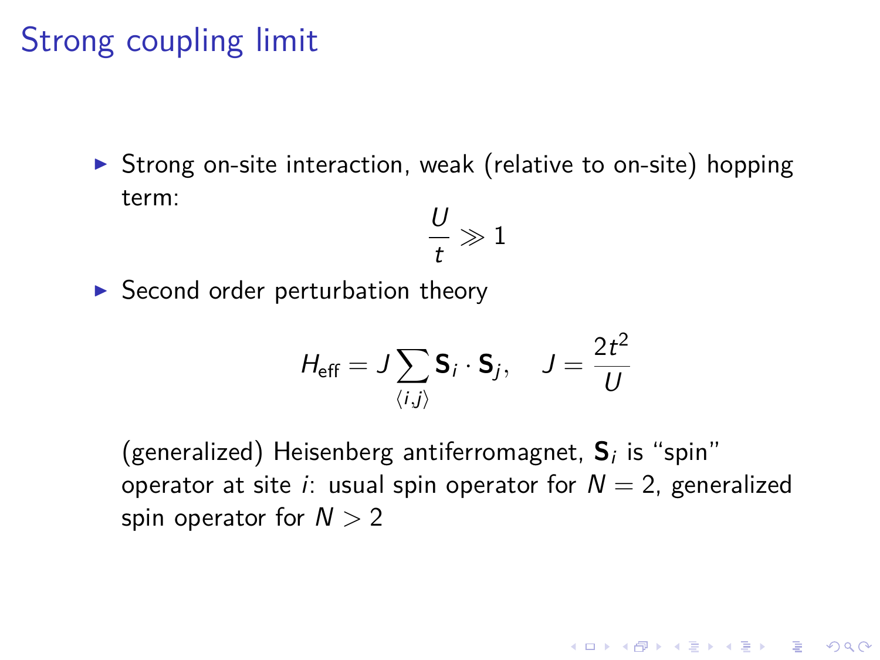# Strong coupling limit

- Strong on-site interaction, weak (relative to on-site) hopping term:

$$\frac{U}{t} \gg 1$$

- Second order perturbation theory

$$H_{\text{eff}} = J \sum_{\langle i,j \rangle} \mathbf{S}_i \cdot \mathbf{S}_j, \quad J = \frac{2t^2}{U}$$

  (generalized) Heisenberg antiferromagnet, $\mathbf{S}_i$ is "spin" operator at site $i$: usual spin operator for $N = 2$, generalized spin operator for $N > 2$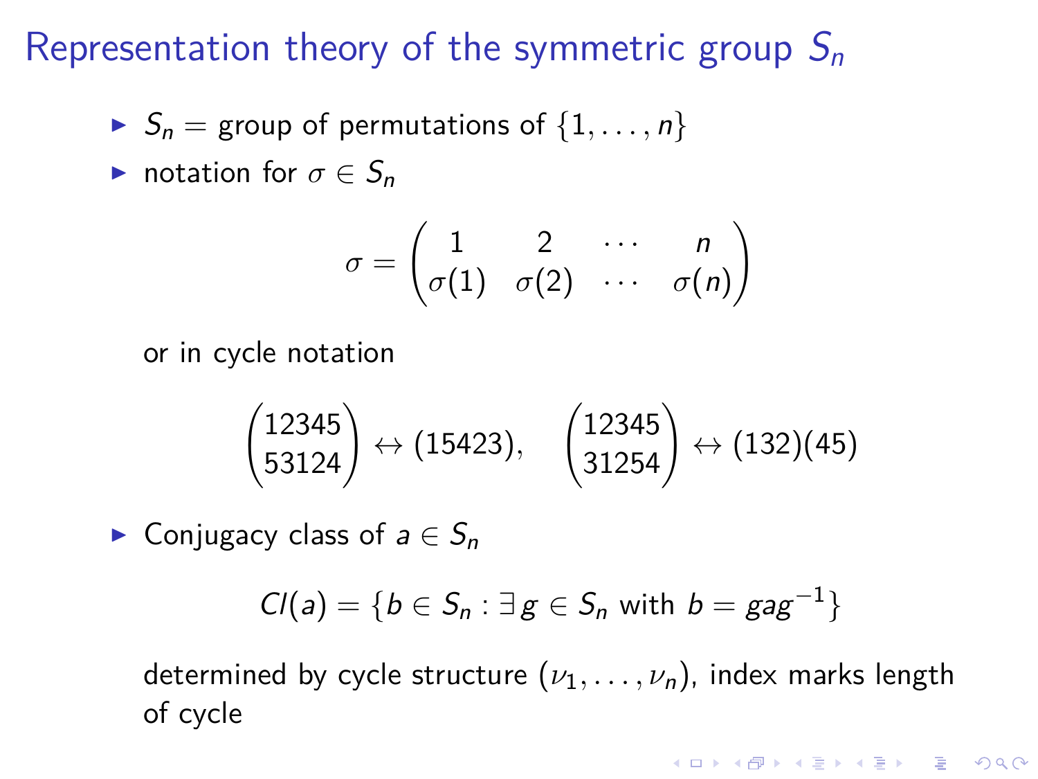# Representation theory of the symmetric group $S_n$

- $S_n$ = group of permutations of $\{1, \dots, n\}$
- notation for $\sigma \in S_n$

$$\sigma = \begin{pmatrix} 1 & 2 & \cdots & n \\ \sigma(1) & \sigma(2) & \cdots & \sigma(n) \end{pmatrix}$$

or in cycle notation

$$\begin{pmatrix} 12345 \\ 53124 \end{pmatrix} \leftrightarrow (15423), \quad \begin{pmatrix} 12345 \\ 31254 \end{pmatrix} \leftrightarrow (132)(45)$$

- Conjugacy class of $a \in S_n$

$$Cl(a) = \{b \in S_n : \exists\, g \in S_n \text{ with } b = gag^{-1}\}$$

determined by cycle structure $(\nu_1, \dots, \nu_n)$, index marks length of cycle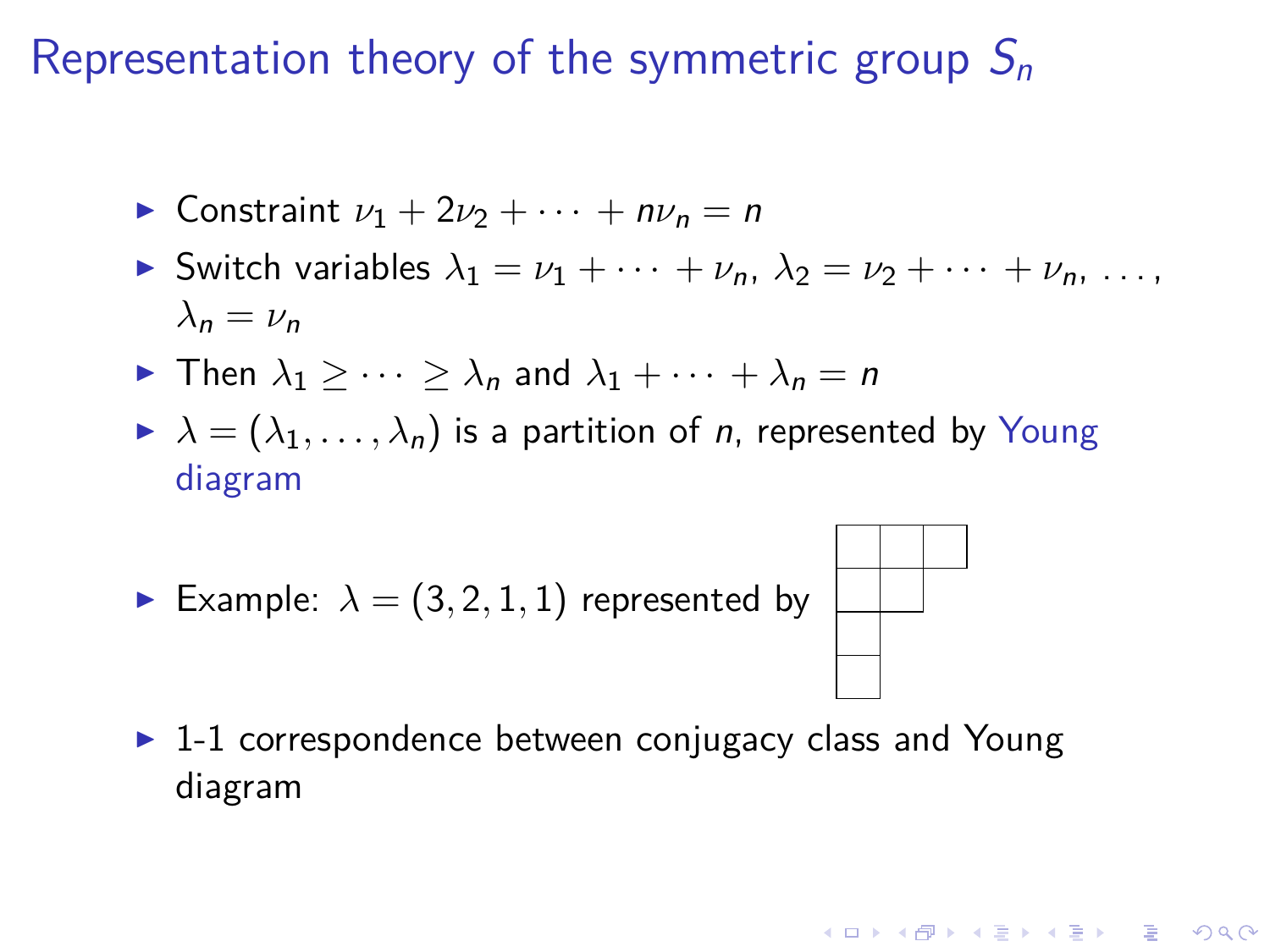# Representation theory of the symmetric group $S_n$

- Constraint $\nu_1 + 2\nu_2 + \cdots + n\nu_n = n$
- Switch variables $\lambda_1 = \nu_1 + \cdots + \nu_n$, $\lambda_2 = \nu_2 + \cdots + \nu_n$, ..., $\lambda_n = \nu_n$
- Then $\lambda_1 \geq \cdots \geq \lambda_n$ and $\lambda_1 + \cdots + \lambda_n = n$
- $\lambda = (\lambda_1, \ldots, \lambda_n)$ is a partition of $n$, represented by Young diagram
- Example: $\lambda = (3, 2, 1, 1)$ represented by

```
┌─┬─┬─┐
│ │ │ │
├─┼─┼─┘
│ │ │
├─┼─┘
│ │
├─┤
│ │
└─┘
```

- 1-1 correspondence between conjugacy class and Young diagram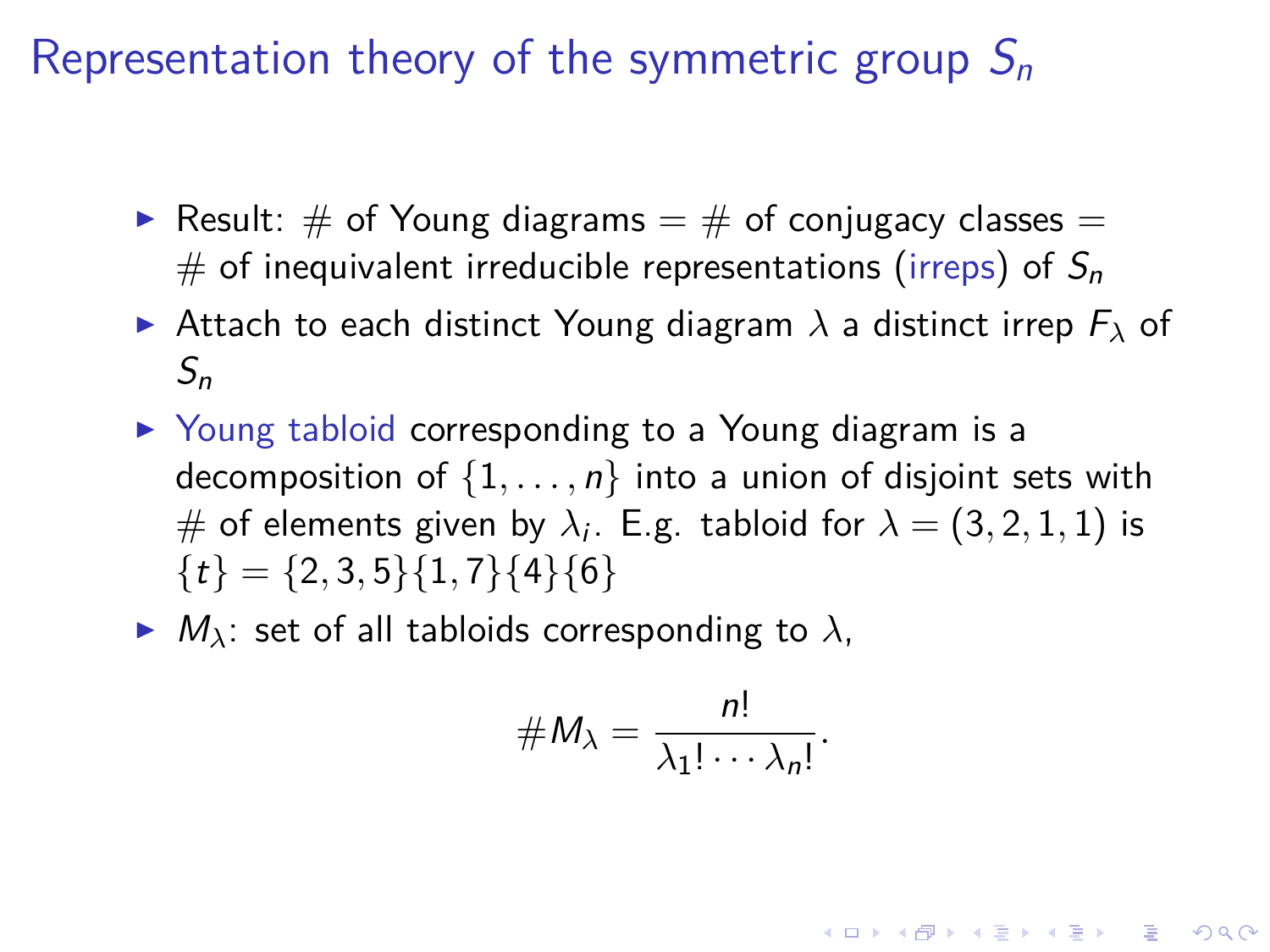# Representation theory of the symmetric group $S_n$

- Result: # of Young diagrams = # of conjugacy classes = # of inequivalent irreducible representations (irreps) of $S_n$
- Attach to each distinct Young diagram $\lambda$ a distinct irrep $F_\lambda$ of $S_n$
- Young tabloid corresponding to a Young diagram is a decomposition of $\{1, \ldots, n\}$ into a union of disjoint sets with # of elements given by $\lambda_i$. E.g. tabloid for $\lambda = (3, 2, 1, 1)$ is $\{t\} = \{2, 3, 5\}\{1, 7\}\{4\}\{6\}$
- $M_\lambda$: set of all tabloids corresponding to $\lambda$,

$$\# M_\lambda = \frac{n!}{\lambda_1! \cdots \lambda_n!}.$$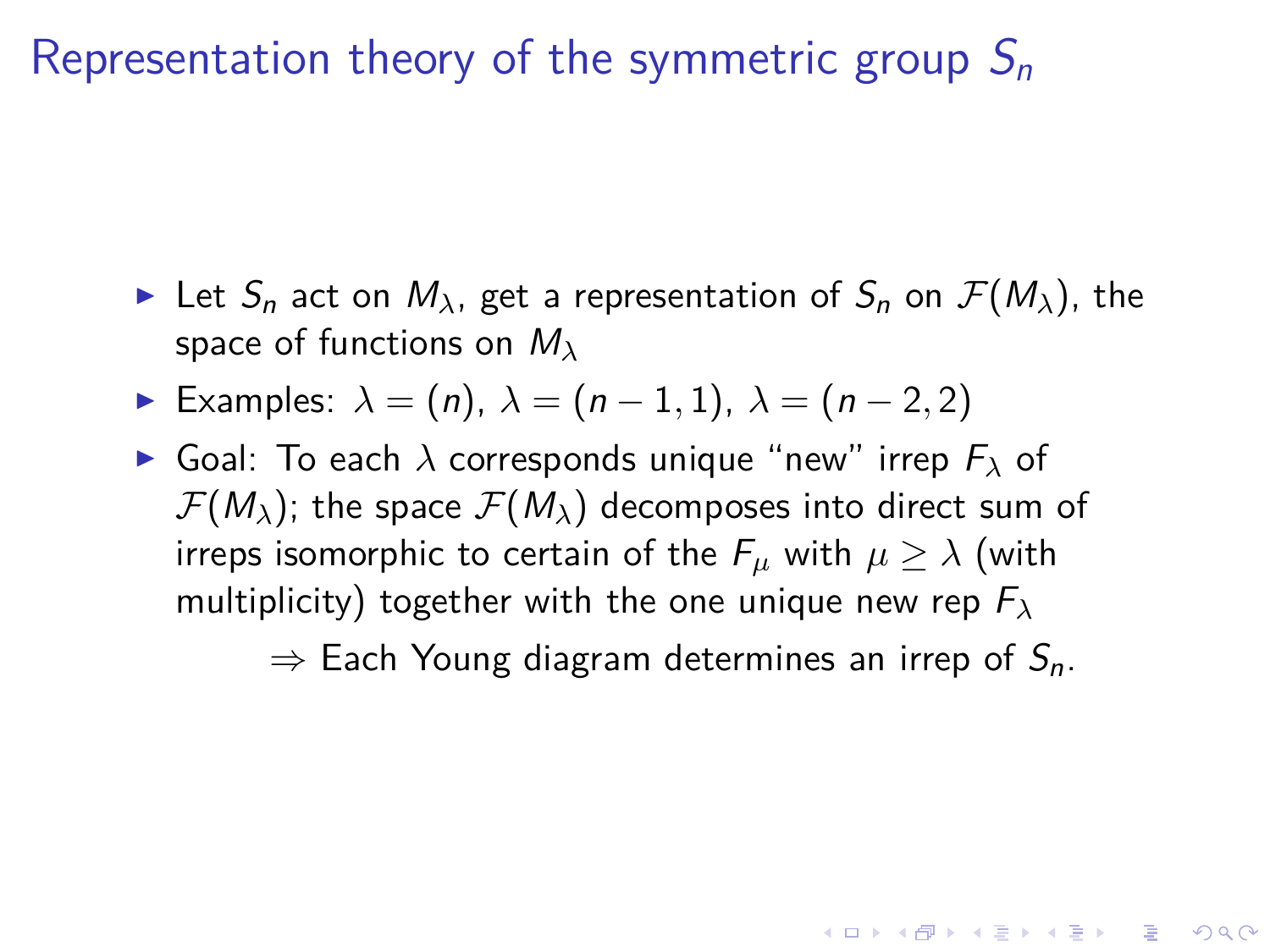# Representation theory of the symmetric group $S_n$

- Let $S_n$ act on $M_\lambda$, get a representation of $S_n$ on $\mathcal{F}(M_\lambda)$, the space of functions on $M_\lambda$
- Examples: $\lambda = (n)$, $\lambda = (n-1, 1)$, $\lambda = (n-2, 2)$
- Goal: To each $\lambda$ corresponds unique "new" irrep $F_\lambda$ of $\mathcal{F}(M_\lambda)$; the space $\mathcal{F}(M_\lambda)$ decomposes into direct sum of irreps isomorphic to certain of the $F_\mu$ with $\mu \geq \lambda$ (with multiplicity) together with the one unique new rep $F_\lambda$

  $\Rightarrow$ Each Young diagram determines an irrep of $S_n$.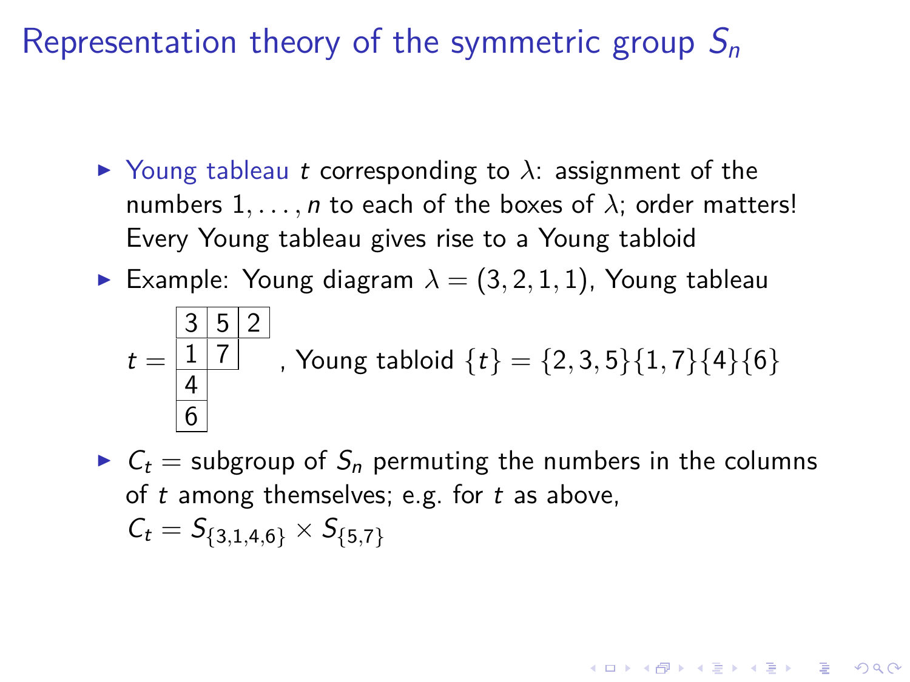# Representation theory of the symmetric group $S_n$

- Young tableau $t$ corresponding to $\lambda$: assignment of the numbers $1, \ldots, n$ to each of the boxes of $\lambda$; order matters! Every Young tableau gives rise to a Young tabloid
- Example: Young diagram $\lambda = (3, 2, 1, 1)$, Young tableau

$$t = \begin{array}{|c|c|c|} \hline 3 & 5 & 2 \\ \hline 1 & 7 \\ \cline{1-2} 4 \\ \cline{1-1} 6 \\ \cline{1-1} \end{array}, \text{ Young tabloid } \{t\} = \{2,3,5\}\{1,7\}\{4\}\{6\}$$

- $C_t$ = subgroup of $S_n$ permuting the numbers in the columns of $t$ among themselves; e.g. for $t$ as above, $C_t = S_{\{3,1,4,6\}} \times S_{\{5,7\}}$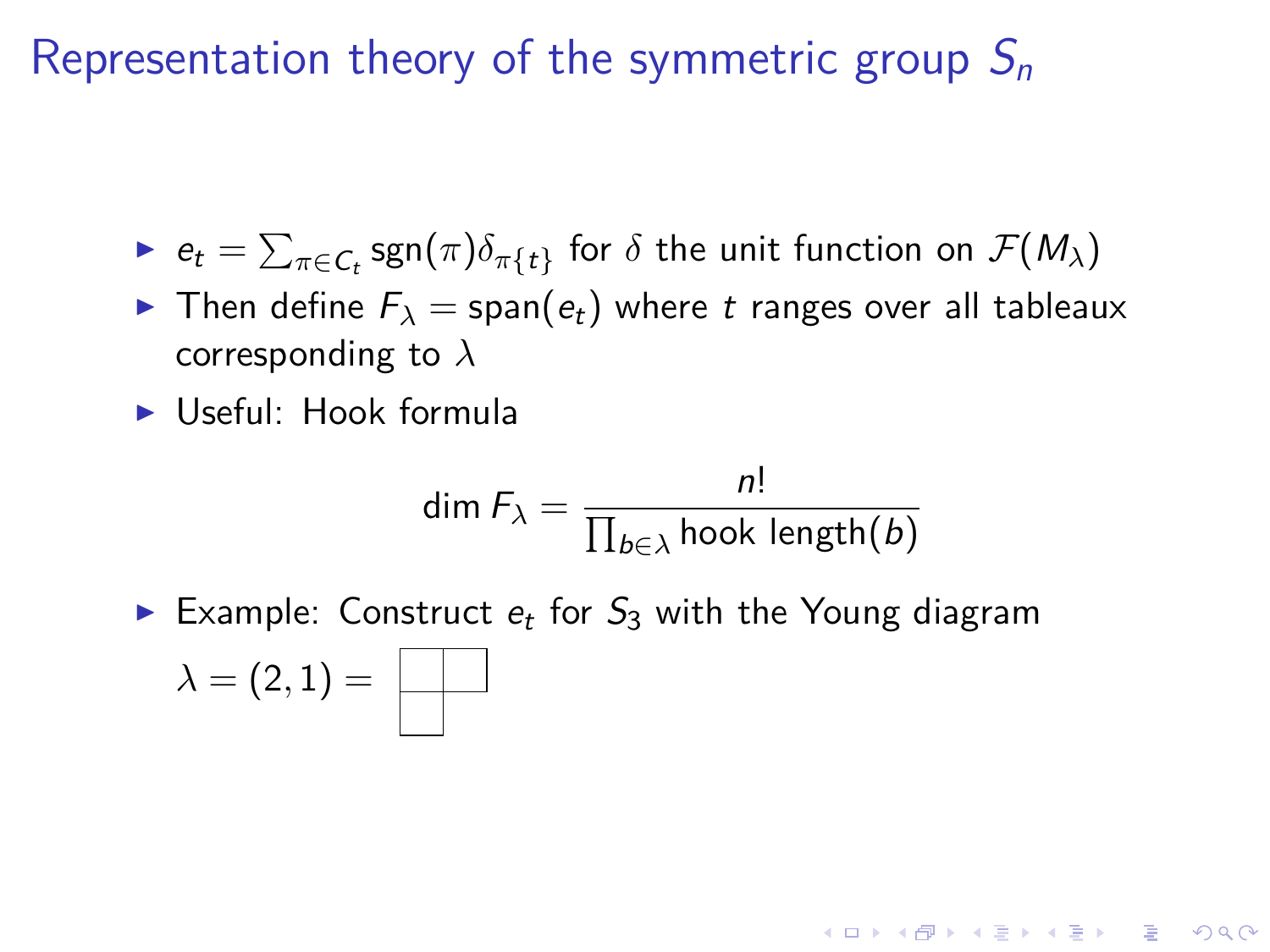# Representation theory of the symmetric group $S_n$

- $e_t = \sum_{\pi \in C_t} \text{sgn}(\pi)\delta_{\pi\{t\}}$ for $\delta$ the unit function on $\mathcal{F}(M_\lambda)$
- Then define $F_\lambda = \text{span}(e_t)$ where $t$ ranges over all tableaux corresponding to $\lambda$
- Useful: Hook formula

$$\dim F_\lambda = \frac{n!}{\prod_{b \in \lambda} \text{hook length}(b)}$$

- Example: Construct $e_t$ for $S_3$ with the Young diagram $\lambda = (2, 1) =$

| | |
|---|---|
| | |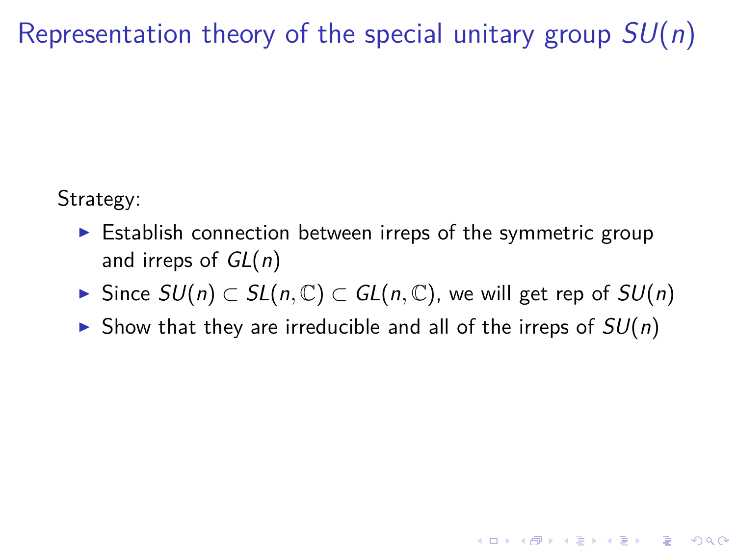# Representation theory of the special unitary group $SU(n)$

Strategy:

- Establish connection between irreps of the symmetric group and irreps of $GL(n)$
- Since $SU(n) \subset SL(n, \mathbb{C}) \subset GL(n, \mathbb{C})$, we will get rep of $SU(n)$
- Show that they are irreducible and all of the irreps of $SU(n)$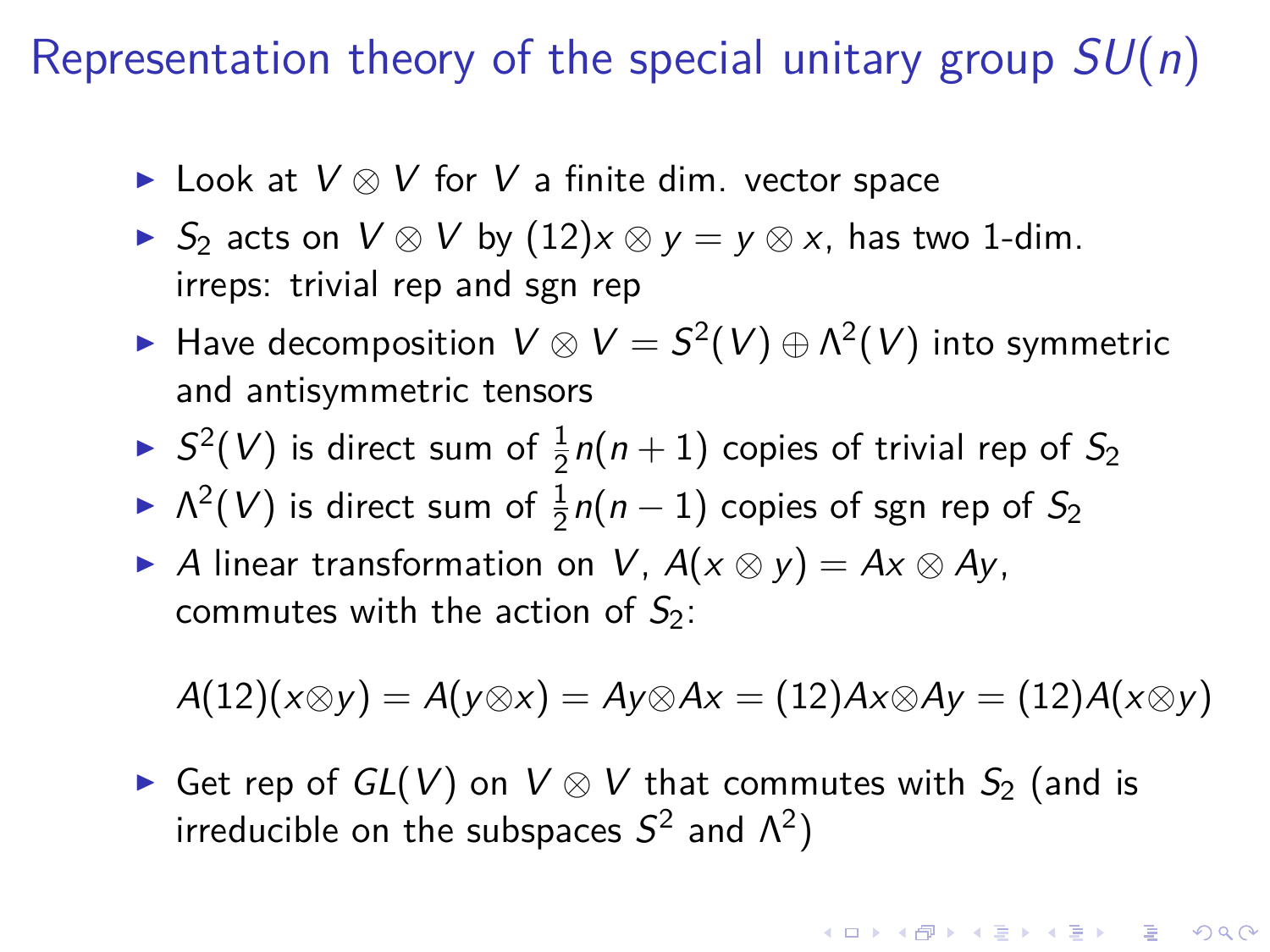# Representation theory of the special unitary group $SU(n)$

- Look at $V \otimes V$ for $V$ a finite dim. vector space
- $S_2$ acts on $V \otimes V$ by $(12)x \otimes y = y \otimes x$, has two 1-dim. irreps: trivial rep and sgn rep
- Have decomposition $V \otimes V = S^2(V) \oplus \Lambda^2(V)$ into symmetric and antisymmetric tensors
- $S^2(V)$ is direct sum of $\frac{1}{2}n(n+1)$ copies of trivial rep of $S_2$
- $\Lambda^2(V)$ is direct sum of $\frac{1}{2}n(n-1)$ copies of sgn rep of $S_2$
- $A$ linear transformation on $V$, $A(x \otimes y) = Ax \otimes Ay$, commutes with the action of $S_2$:

  $$A(12)(x \otimes y) = A(y \otimes x) = Ay \otimes Ax = (12)Ax \otimes Ay = (12)A(x \otimes y)$$

- Get rep of $GL(V)$ on $V \otimes V$ that commutes with $S_2$ (and is irreducible on the subspaces $S^2$ and $\Lambda^2$)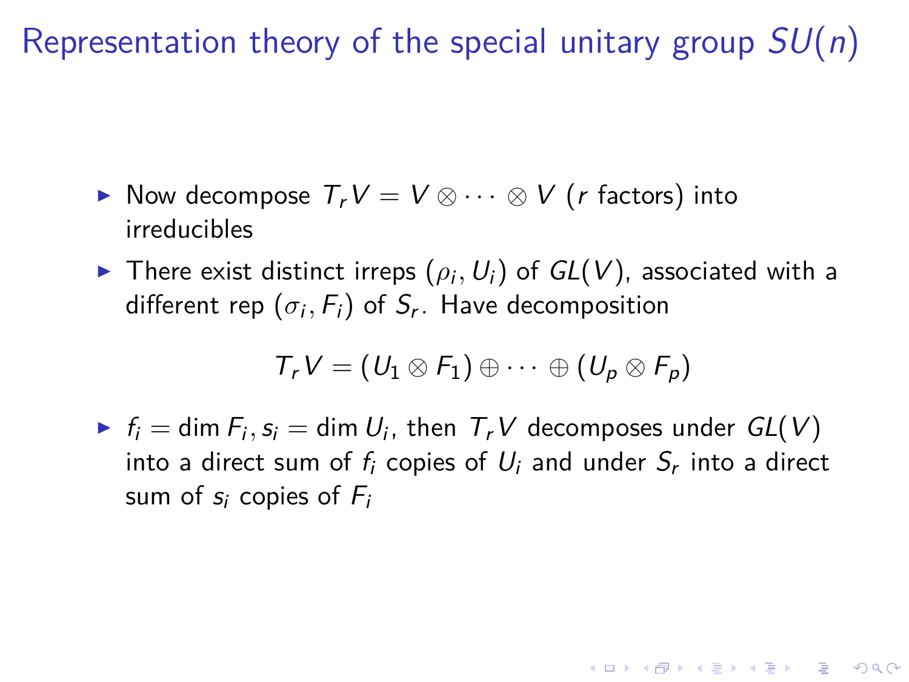# Representation theory of the special unitary group $SU(n)$

- Now decompose $T_r V = V \otimes \cdots \otimes V$ ($r$ factors) into irreducibles
- There exist distinct irreps $(\rho_i, U_i)$ of $GL(V)$, associated with a different rep $(\sigma_i, F_i)$ of $S_r$. Have decomposition

$$T_r V = (U_1 \otimes F_1) \oplus \cdots \oplus (U_p \otimes F_p)$$

- $f_i = \dim F_i, s_i = \dim U_i$, then $T_r V$ decomposes under $GL(V)$ into a direct sum of $f_i$ copies of $U_i$ and under $S_r$ into a direct sum of $s_i$ copies of $F_i$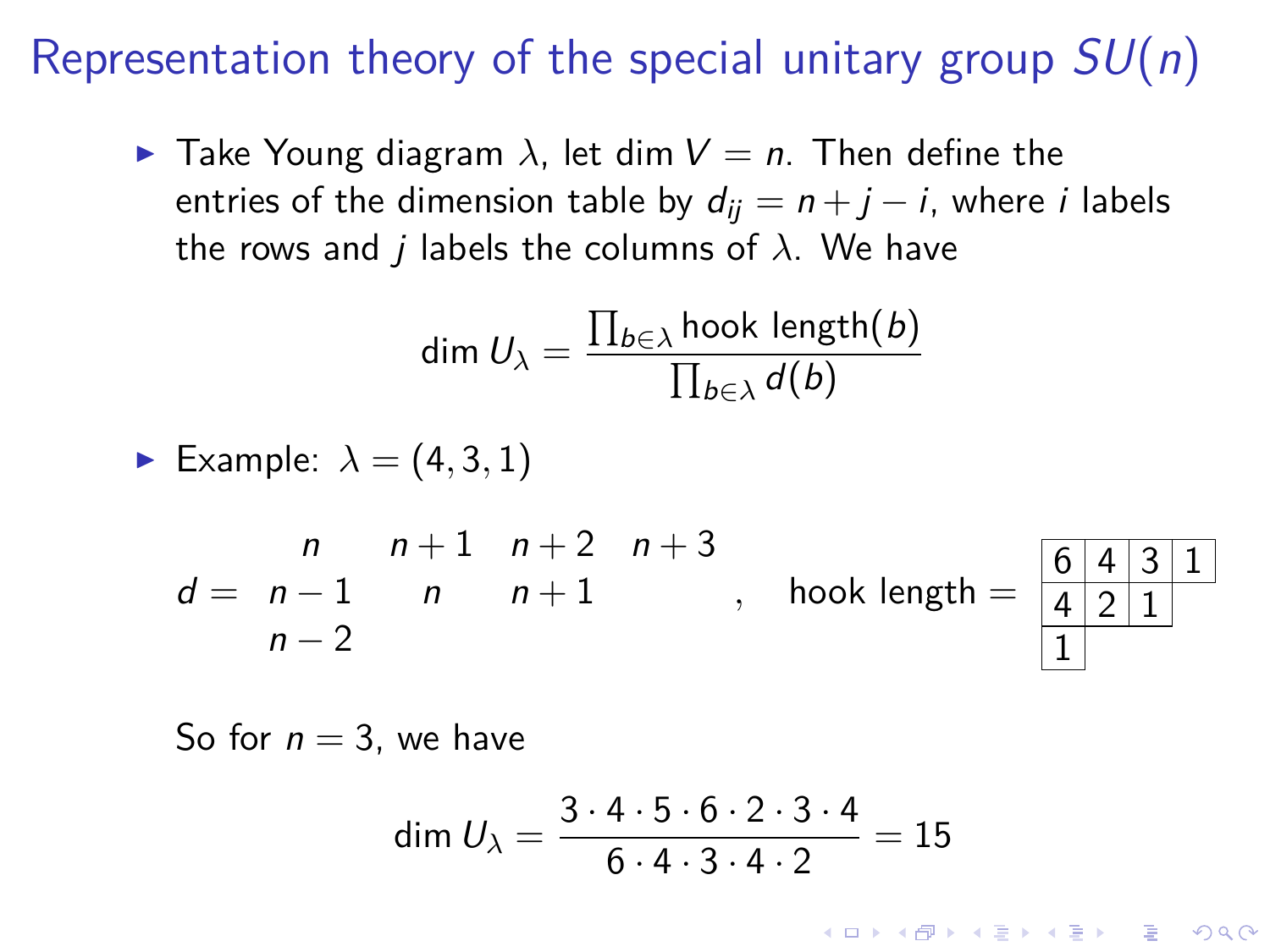# Representation theory of the special unitary group $SU(n)$

- Take Young diagram $\lambda$, let $\dim V = n$. Then define the entries of the dimension table by $d_{ij} = n + j - i$, where $i$ labels the rows and $j$ labels the columns of $\lambda$. We have

$$\dim U_\lambda = \frac{\prod_{b \in \lambda} \text{hook length}(b)}{\prod_{b \in \lambda} d(b)}$$

- Example: $\lambda = (4, 3, 1)$

$$d = \begin{matrix} n & n+1 & n+2 & n+3 \\ n-1 & n & n+1 & \\ n-2 & & & \end{matrix} \quad , \quad \text{hook length} = \begin{array}{|c|c|c|c|} \hline 6 & 4 & 3 & 1 \\ \hline 4 & 2 & 1 & \\ \cline{1-3} 1 & & & \\ \cline{1-1} \end{array}$$

So for $n = 3$, we have

$$\dim U_\lambda = \frac{3 \cdot 4 \cdot 5 \cdot 6 \cdot 2 \cdot 3 \cdot 4}{6 \cdot 4 \cdot 3 \cdot 4 \cdot 2} = 15$$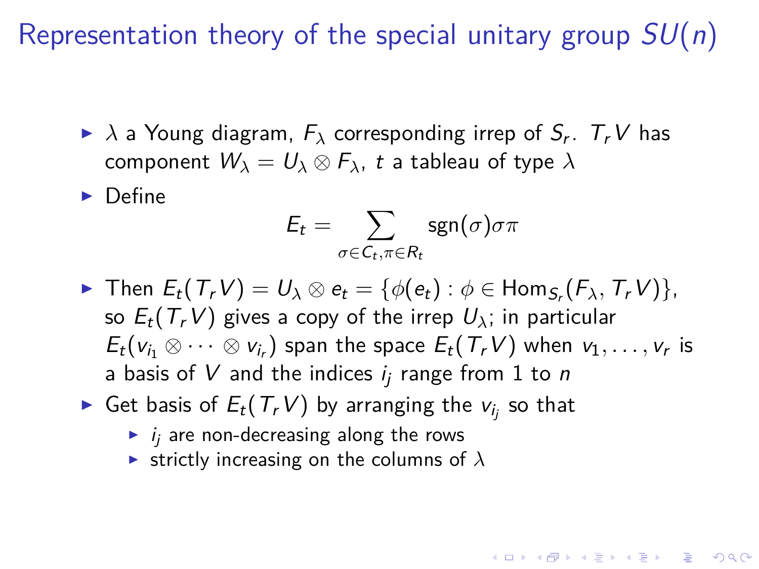# Representation theory of the special unitary group $SU(n)$

- $\lambda$ a Young diagram, $F_\lambda$ corresponding irrep of $S_r$. $T_r V$ has component $W_\lambda = U_\lambda \otimes F_\lambda$, $t$ a tableau of type $\lambda$
- Define

$$E_t = \sum_{\sigma \in C_t, \pi \in R_t} \mathrm{sgn}(\sigma) \sigma \pi$$

- Then $E_t(T_r V) = U_\lambda \otimes e_t = \{\phi(e_t) : \phi \in \mathrm{Hom}_{S_r}(F_\lambda, T_r V)\}$, so $E_t(T_r V)$ gives a copy of the irrep $U_\lambda$; in particular $E_t(v_{i_1} \otimes \cdots \otimes v_{i_r})$ span the space $E_t(T_r V)$ when $v_1, \ldots, v_r$ is a basis of $V$ and the indices $i_j$ range from 1 to $n$
- Get basis of $E_t(T_r V)$ by arranging the $v_{i_j}$ so that
  - $i_j$ are non-decreasing along the rows
  - strictly increasing on the columns of $\lambda$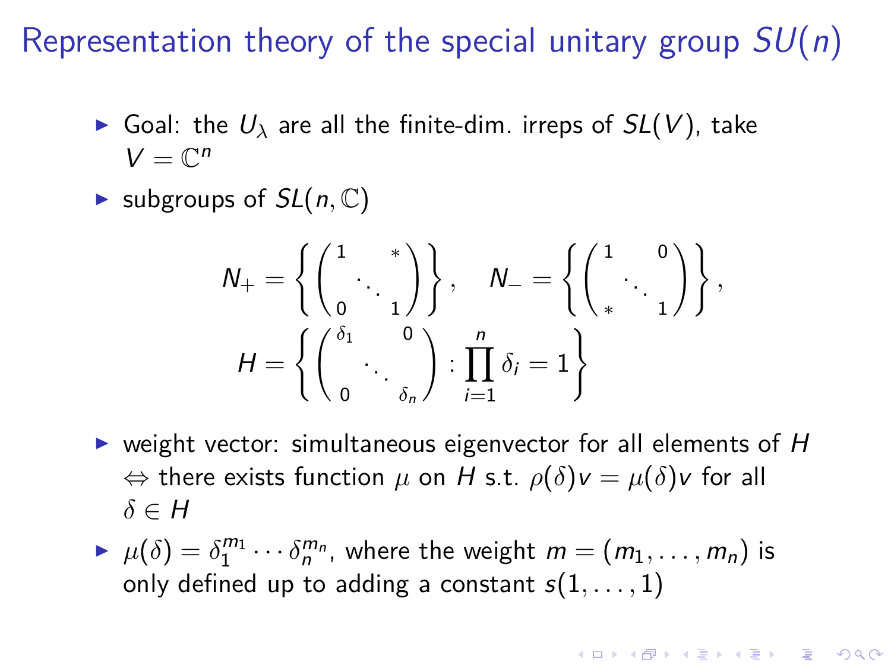# Representation theory of the special unitary group $SU(n)$

- Goal: the $U_\lambda$ are all the finite-dim. irreps of $SL(V)$, take $V = \mathbb{C}^n$
- subgroups of $SL(n, \mathbb{C})$

$$
N_+ = \left\{ \begin{pmatrix} 1 & & * \\ & \ddots & \\ 0 & & 1 \end{pmatrix} \right\}, \quad N_- = \left\{ \begin{pmatrix} 1 & & 0 \\ & \ddots & \\ * & & 1 \end{pmatrix} \right\},
$$

$$
H = \left\{ \begin{pmatrix} \delta_1 & & 0 \\ & \ddots & \\ 0 & & \delta_n \end{pmatrix} : \prod_{i=1}^{n} \delta_i = 1 \right\}
$$

- weight vector: simultaneous eigenvector for all elements of $H$ $\Leftrightarrow$ there exists function $\mu$ on $H$ s.t. $\rho(\delta)v = \mu(\delta)v$ for all $\delta \in H$
- $\mu(\delta) = \delta_1^{m_1} \cdots \delta_n^{m_n}$, where the weight $m = (m_1, \ldots, m_n)$ is only defined up to adding a constant $s(1, \ldots, 1)$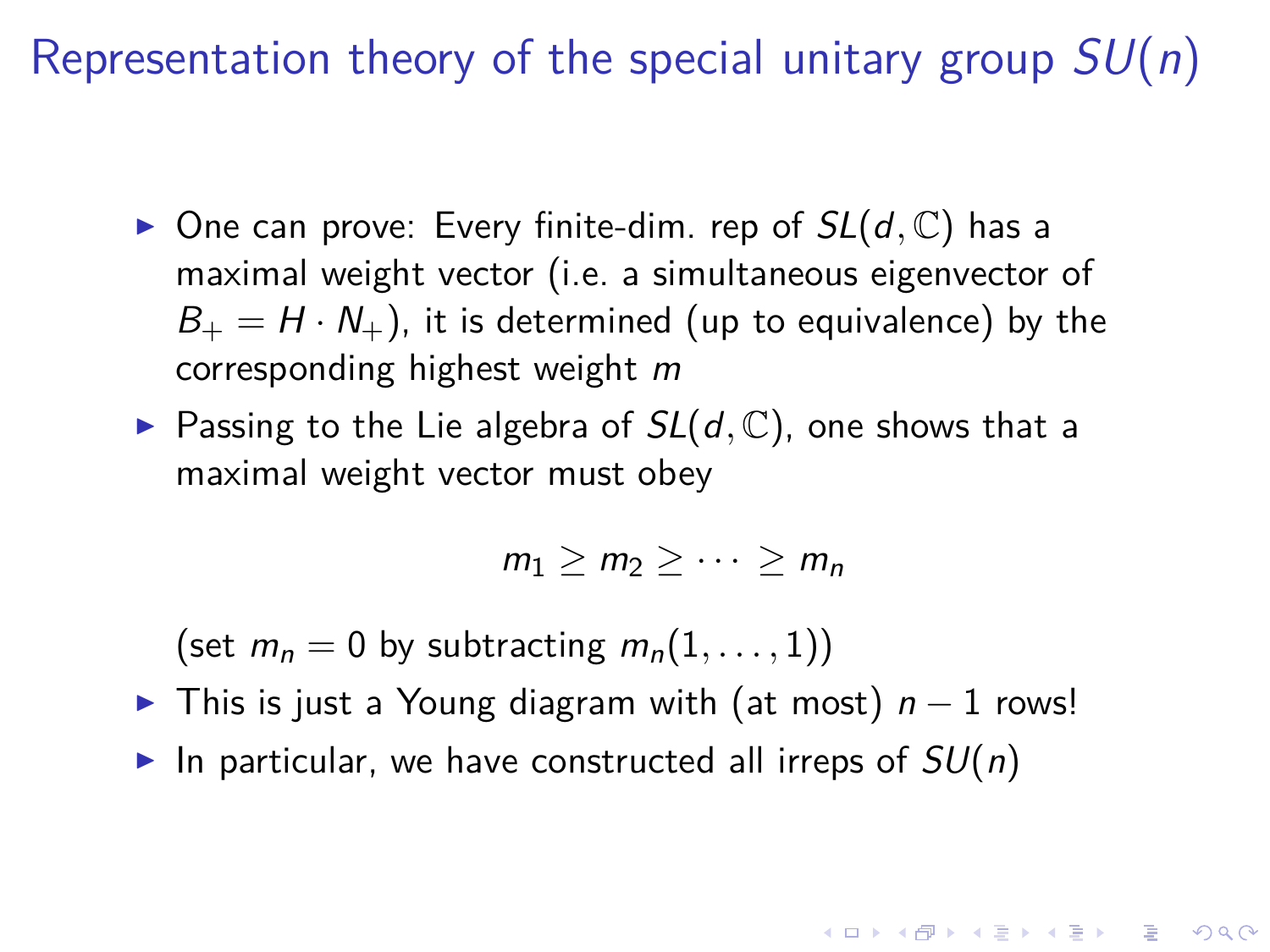# Representation theory of the special unitary group $SU(n)$

- One can prove: Every finite-dim. rep of $SL(d, \mathbb{C})$ has a maximal weight vector (i.e. a simultaneous eigenvector of $B_+ = H \cdot N_+$), it is determined (up to equivalence) by the corresponding highest weight $m$
- Passing to the Lie algebra of $SL(d, \mathbb{C})$, one shows that a maximal weight vector must obey

$$m_1 \geq m_2 \geq \cdots \geq m_n$$

  (set $m_n = 0$ by subtracting $m_n(1, \ldots, 1)$)
- This is just a Young diagram with (at most) $n-1$ rows!
- In particular, we have constructed all irreps of $SU(n)$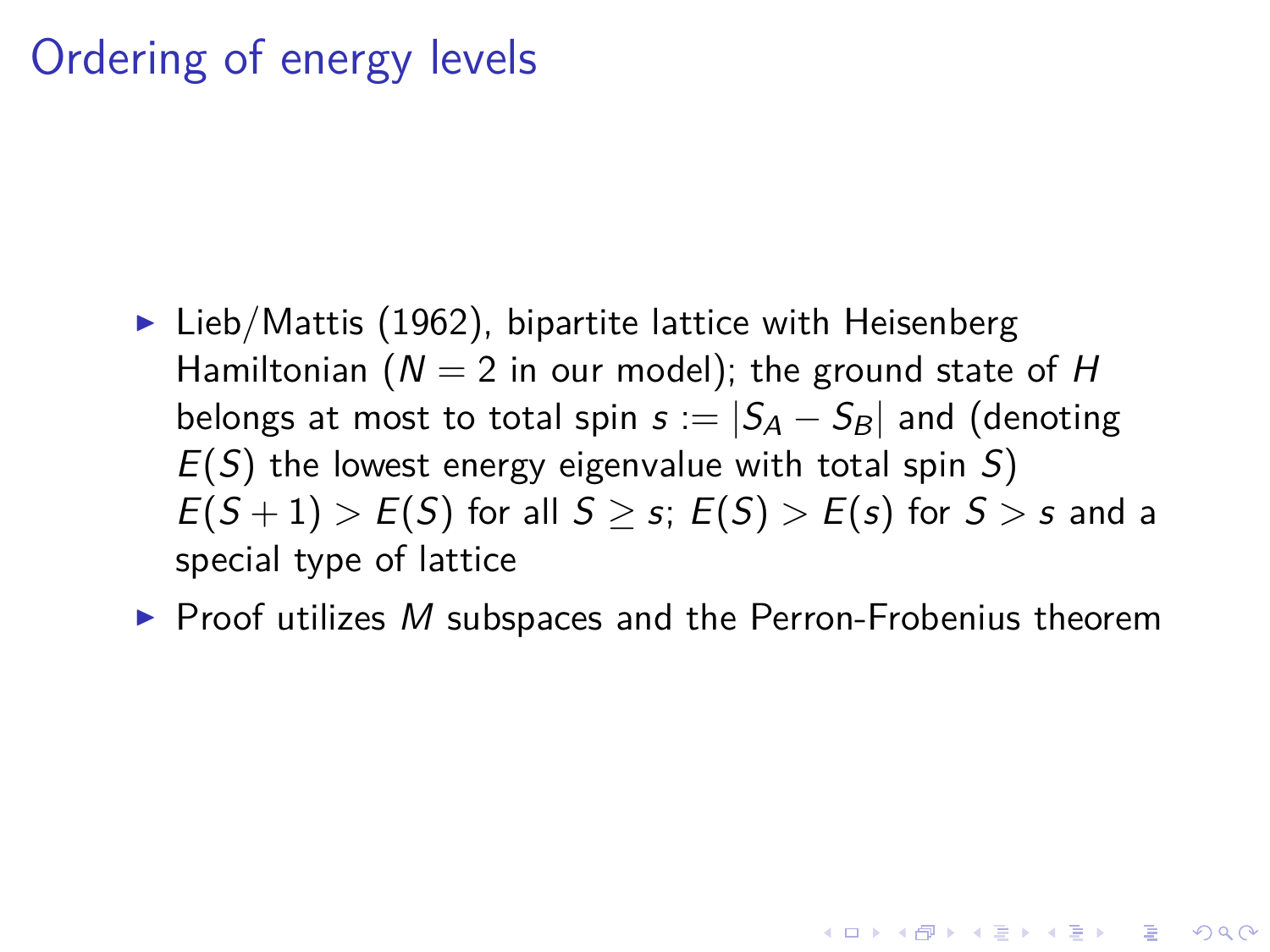# Ordering of energy levels

- Lieb/Mattis (1962), bipartite lattice with Heisenberg Hamiltonian ($N = 2$ in our model); the ground state of $H$ belongs at most to total spin $s := |S_A - S_B|$ and (denoting $E(S)$ the lowest energy eigenvalue with total spin $S$) $E(S+1) > E(S)$ for all $S \geq s$; $E(S) > E(s)$ for $S > s$ and a special type of lattice
- Proof utilizes $M$ subspaces and the Perron-Frobenius theorem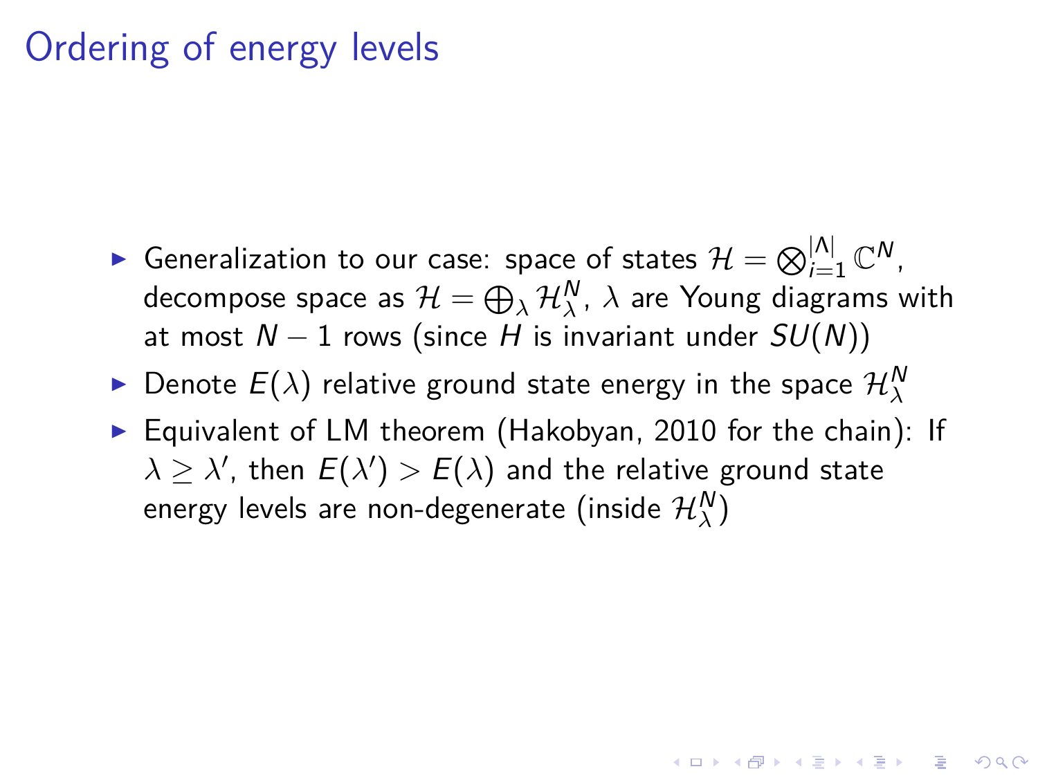# Ordering of energy levels

- Generalization to our case: space of states $\mathcal{H} = \bigotimes_{i=1}^{|\Lambda|} \mathbb{C}^N$, decompose space as $\mathcal{H} = \bigoplus_\lambda \mathcal{H}_\lambda^N$, $\lambda$ are Young diagrams with at most $N-1$ rows (since $H$ is invariant under $SU(N)$)
- Denote $E(\lambda)$ relative ground state energy in the space $\mathcal{H}_\lambda^N$
- Equivalent of LM theorem (Hakobyan, 2010 for the chain): If $\lambda \geq \lambda'$, then $E(\lambda') > E(\lambda)$ and the relative ground state energy levels are non-degenerate (inside $\mathcal{H}_\lambda^N$)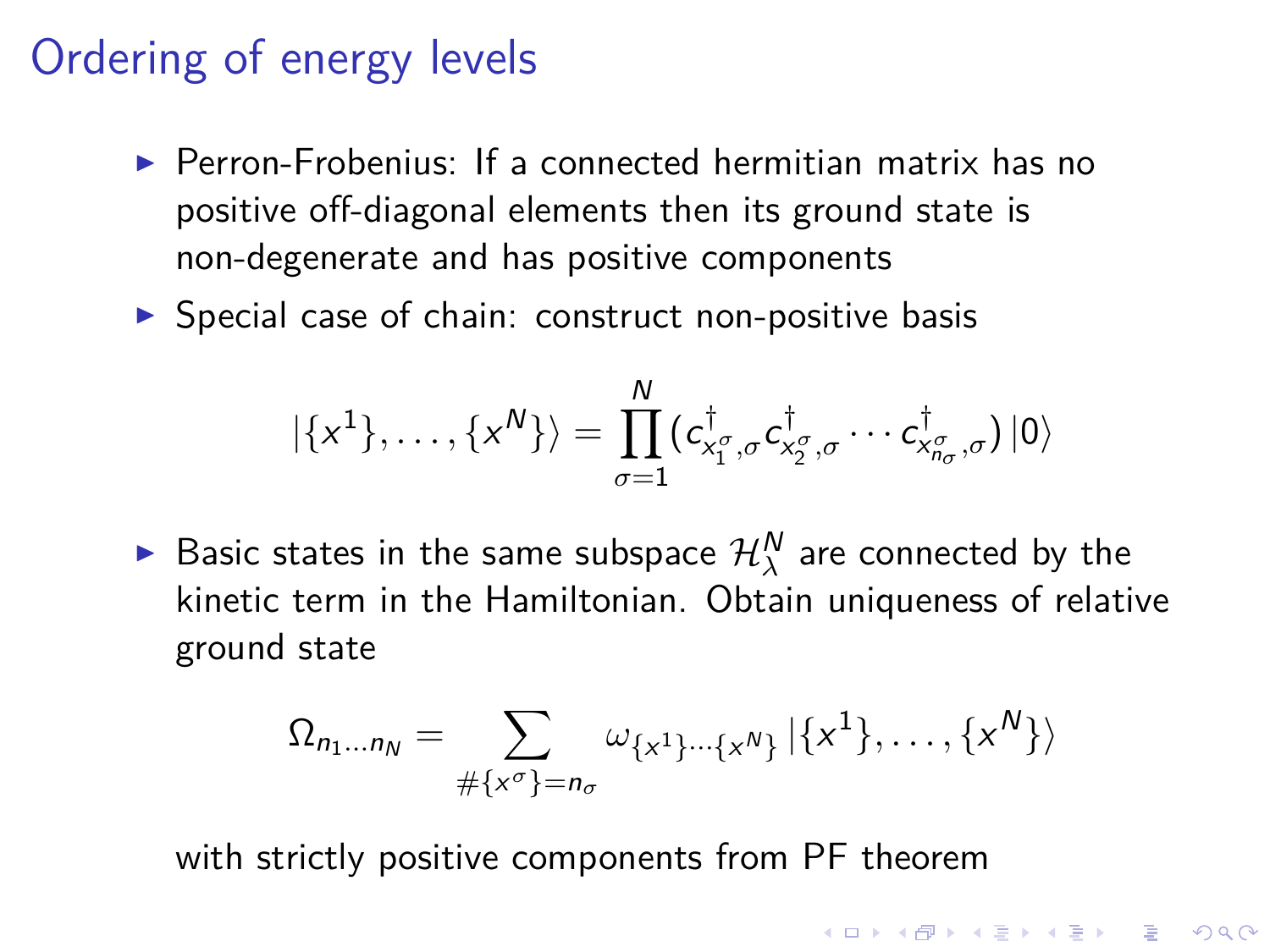# Ordering of energy levels

- Perron-Frobenius: If a connected hermitian matrix has no positive off-diagonal elements then its ground state is non-degenerate and has positive components
- Special case of chain: construct non-positive basis

$$|\{x^1\},\ldots,\{x^N\}\rangle = \prod_{\sigma=1}^{N} (c^\dagger_{x_1^\sigma,\sigma} c^\dagger_{x_2^\sigma,\sigma} \cdots c^\dagger_{x_{n_\sigma}^\sigma,\sigma})\,|0\rangle$$

- Basic states in the same subspace $\mathcal{H}^N_\lambda$ are connected by the kinetic term in the Hamiltonian. Obtain uniqueness of relative ground state

$$\Omega_{n_1\ldots n_N} = \sum_{\#\{x^\sigma\}=n_\sigma} \omega_{\{x^1\}\cdots\{x^N\}}\,|\{x^1\},\ldots,\{x^N\}\rangle$$

with strictly positive components from PF theorem